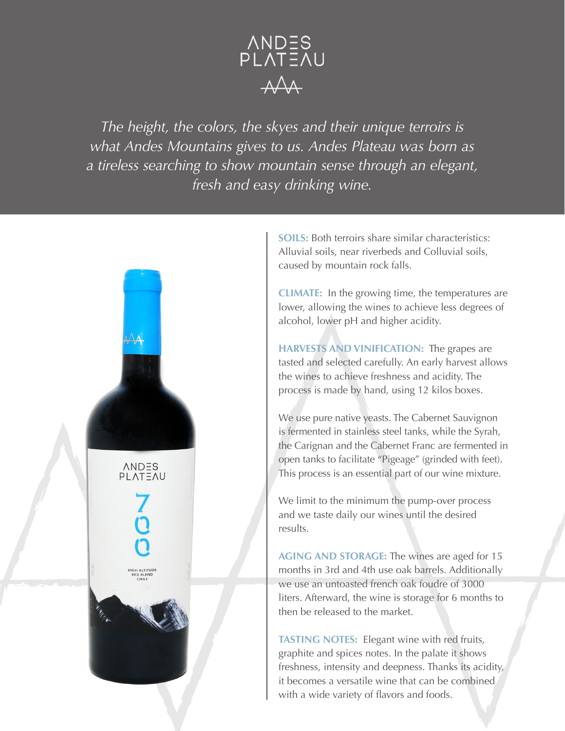# ANDES PLATEAU

*The height, the colors, the skyes and their unique terroirs is what Andes Mountains gives to us. Andes Plateau was born as a tireless searching to show mountain sense through an elegant, fresh and easy drinking wine.*

**SOILS:** Both terroirs share similar characteristics: Alluvial soils, near riverbeds and Colluvial soils, caused by mountain rock falls.

**CLIMATE:** In the growing time, the temperatures are lower, allowing the wines to achieve less degrees of alcohol, lower pH and higher acidity.

**HARVESTS AND VINIFICATION:** The grapes are tasted and selected carefully. An early harvest allows the wines to achieve freshness and acidity. The process is made by hand, using 12 kilos boxes.

We use pure native yeasts. The Cabernet Sauvignon is fermented in stainless steel tanks, while the Syrah, the Carignan and the Cabernet Franc are fermented in open tanks to facilitate "Pigeage" (grinded with feet). This process is an essential part of our wine mixture.

We limit to the minimum the pump-over process and we taste daily our wines until the desired results.

**AGING AND STORAGE:** The wines are aged for 15 months in 3rd and 4th use oak barrels. Additionally we use an untoasted french oak foudre of 3000 liters. Afterward, the wine is storage for 6 months to then be released to the market.

**TASTING NOTES:** Elegant wine with red fruits, graphite and spices notes. In the palate it shows freshness, intensity and deepness. Thanks its acidity, it becomes a versatile wine that can be combined with a wide variety of flavors and foods.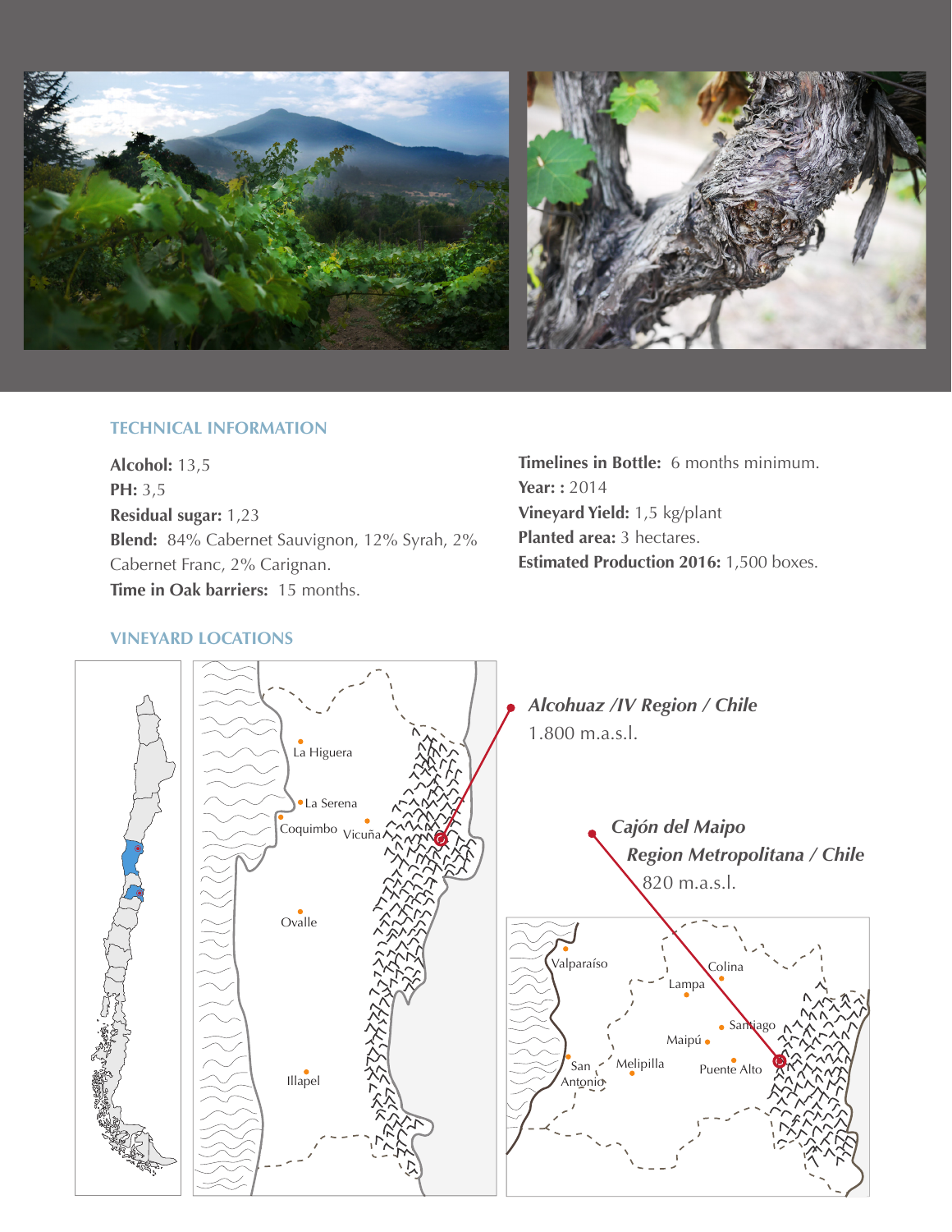## TECHNICAL INFORMATION

**Alcohol:** 13,5
**PH:** 3,5
**Residual sugar:** 1,23
**Blend:** 84% Cabernet Sauvignon, 12% Syrah, 2% Cabernet Franc, 2% Carignan.
**Time in Oak barriers:** 15 months.

**Timelines in Bottle:** 6 months minimum.
**Year: :** 2014
**Vineyard Yield:** 1,5 kg/plant
**Planted area:** 3 hectares.
**Estimated Production 2016:** 1,500 boxes.

## VINEYARD LOCATIONS

La Higuera
La Serena
Coquimbo
Vicuña
Ovalle
Illapel

*Alcohuaz /IV Region / Chile*
1.800 m.a.s.l.

*Cajón del Maipo*
*Region Metropolitana / Chile*
820 m.a.s.l.

Valparaíso
Colina
Lampa
Santiago
Maipú
San Antonio
Melipilla
Puente Alto